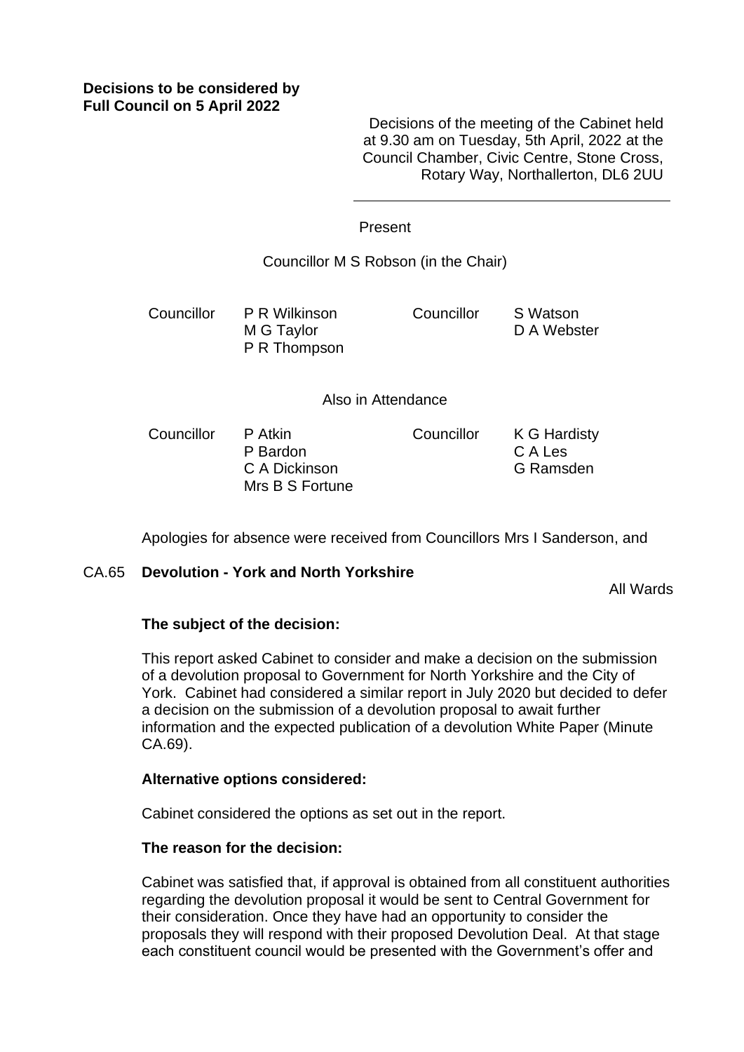**Decisions to be considered by Full Council on 5 April 2022**

Decisions of the meeting of the Cabinet held at 9.30 am on Tuesday, 5th April, 2022 at the Council Chamber, Civic Centre, Stone Cross, Rotary Way, Northallerton, DL6 2UU

---

Present

Councillor M S Robson (in the Chair)

| | | | |
|---|---|---|---|
| Councillor | P R Wilkinson | Councillor | S Watson |
| | M G Taylor | | D A Webster |
| | P R Thompson | | |

Also in Attendance

| | | | |
|---|---|---|---|
| Councillor | P Atkin | Councillor | K G Hardisty |
| | P Bardon | | C A Les |
| | C A Dickinson | | G Ramsden |
| | Mrs B S Fortune | | |

Apologies for absence were received from Councillors Mrs I Sanderson, and

## CA.65 Devolution - York and North Yorkshire

All Wards

**The subject of the decision:**

This report asked Cabinet to consider and make a decision on the submission of a devolution proposal to Government for North Yorkshire and the City of York. Cabinet had considered a similar report in July 2020 but decided to defer a decision on the submission of a devolution proposal to await further information and the expected publication of a devolution White Paper (Minute CA.69).

**Alternative options considered:**

Cabinet considered the options as set out in the report.

**The reason for the decision:**

Cabinet was satisfied that, if approval is obtained from all constituent authorities regarding the devolution proposal it would be sent to Central Government for their consideration. Once they have had an opportunity to consider the proposals they will respond with their proposed Devolution Deal. At that stage each constituent council would be presented with the Government's offer and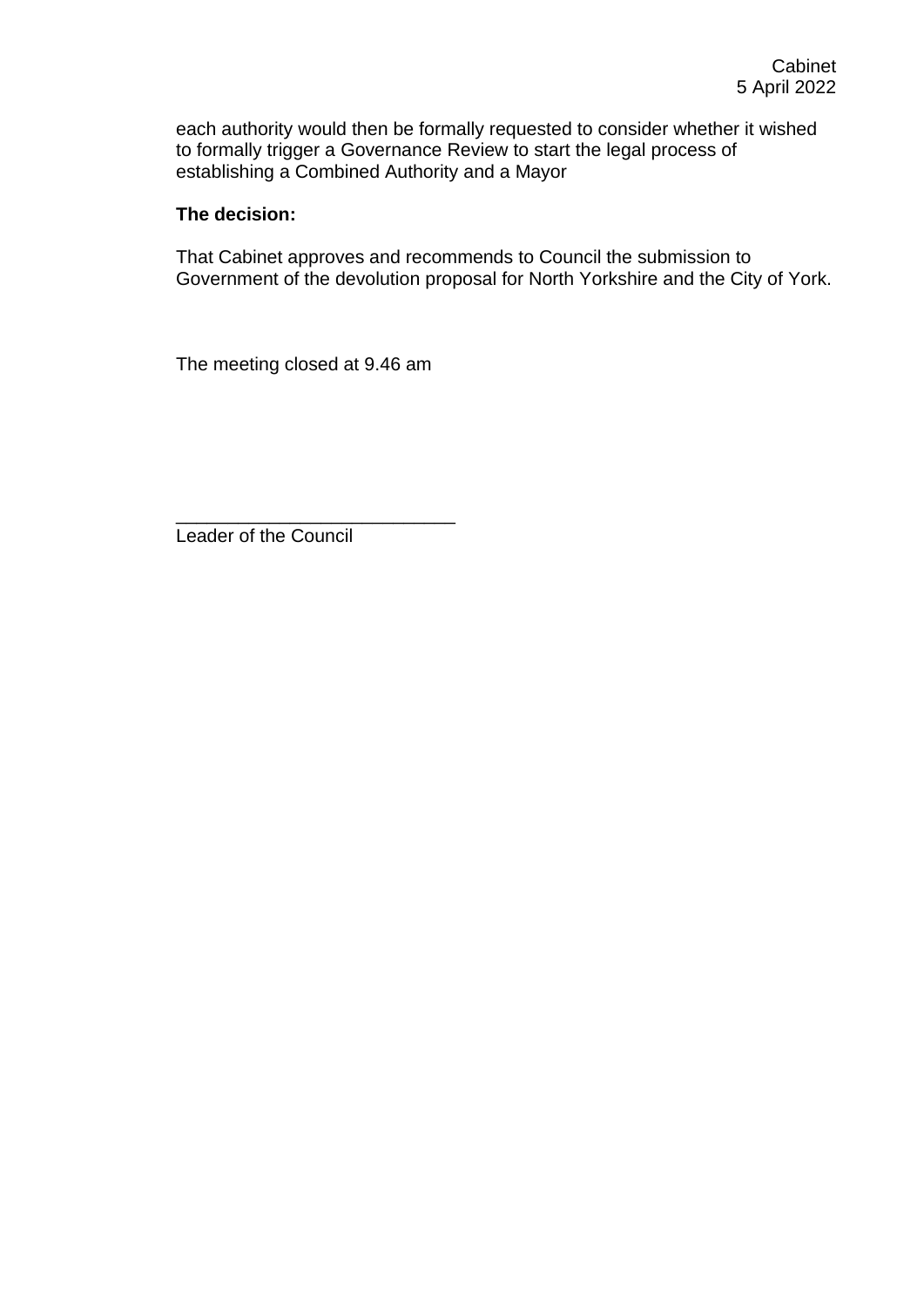each authority would then be formally requested to consider whether it wished to formally trigger a Governance Review to start the legal process of establishing a Combined Authority and a Mayor

**The decision:**

That Cabinet approves and recommends to Council the submission to Government of the devolution proposal for North Yorkshire and the City of York.

The meeting closed at 9.46 am

___________________________
Leader of the Council